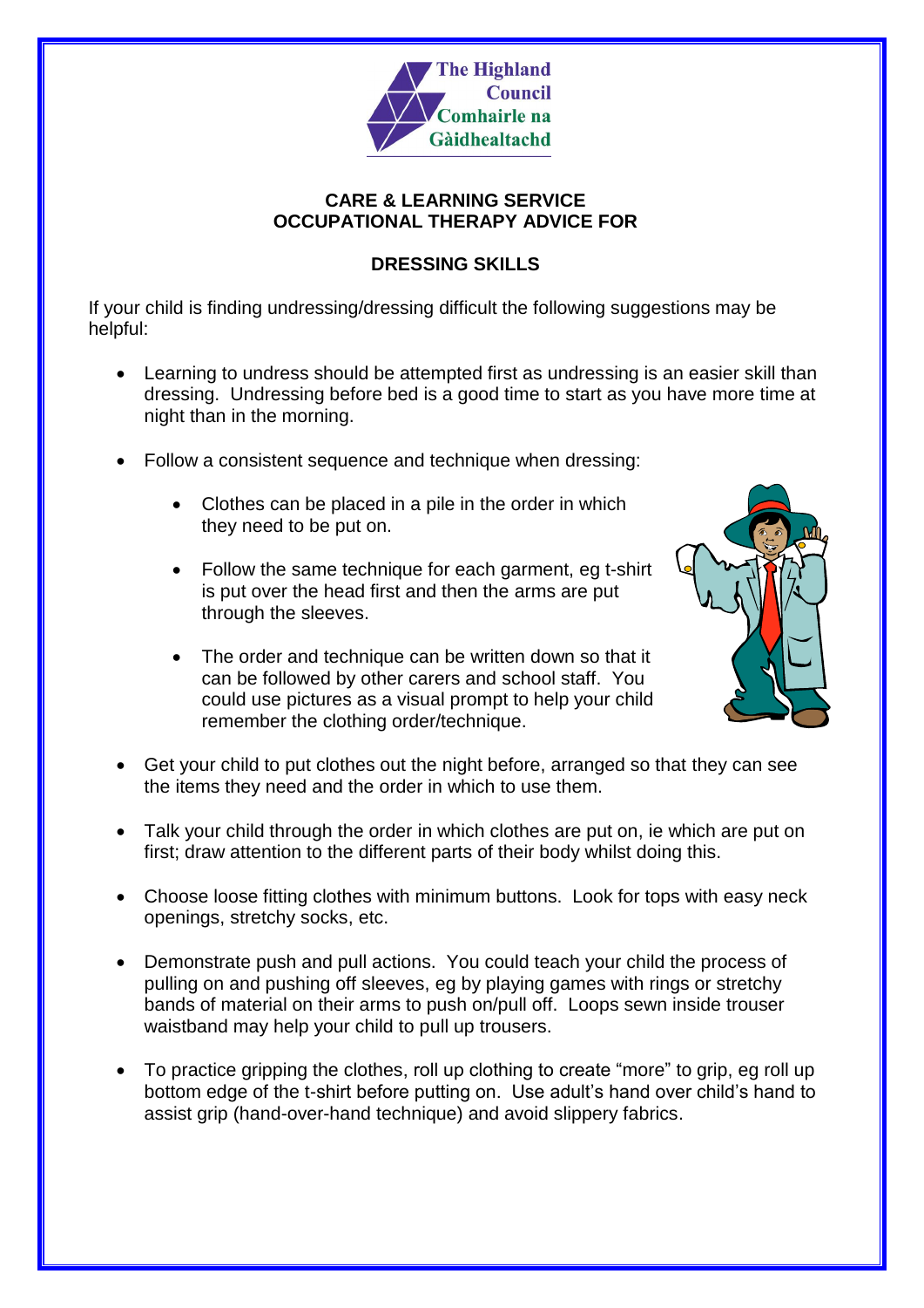The Highland Council
Comhairle na Gàidhealtachd

## CARE & LEARNING SERVICE
## OCCUPATIONAL THERAPY ADVICE FOR

## DRESSING SKILLS

If your child is finding undressing/dressing difficult the following suggestions may be helpful:

- Learning to undress should be attempted first as undressing is an easier skill than dressing. Undressing before bed is a good time to start as you have more time at night than in the morning.
- Follow a consistent sequence and technique when dressing:
  - Clothes can be placed in a pile in the order in which they need to be put on.
  - Follow the same technique for each garment, eg t-shirt is put over the head first and then the arms are put through the sleeves.
  - The order and technique can be written down so that it can be followed by other carers and school staff. You could use pictures as a visual prompt to help your child remember the clothing order/technique.
- Get your child to put clothes out the night before, arranged so that they can see the items they need and the order in which to use them.
- Talk your child through the order in which clothes are put on, ie which are put on first; draw attention to the different parts of their body whilst doing this.
- Choose loose fitting clothes with minimum buttons. Look for tops with easy neck openings, stretchy socks, etc.
- Demonstrate push and pull actions. You could teach your child the process of pulling on and pushing off sleeves, eg by playing games with rings or stretchy bands of material on their arms to push on/pull off. Loops sewn inside trouser waistband may help your child to pull up trousers.
- To practice gripping the clothes, roll up clothing to create "more" to grip, eg roll up bottom edge of the t-shirt before putting on. Use adult's hand over child's hand to assist grip (hand-over-hand technique) and avoid slippery fabrics.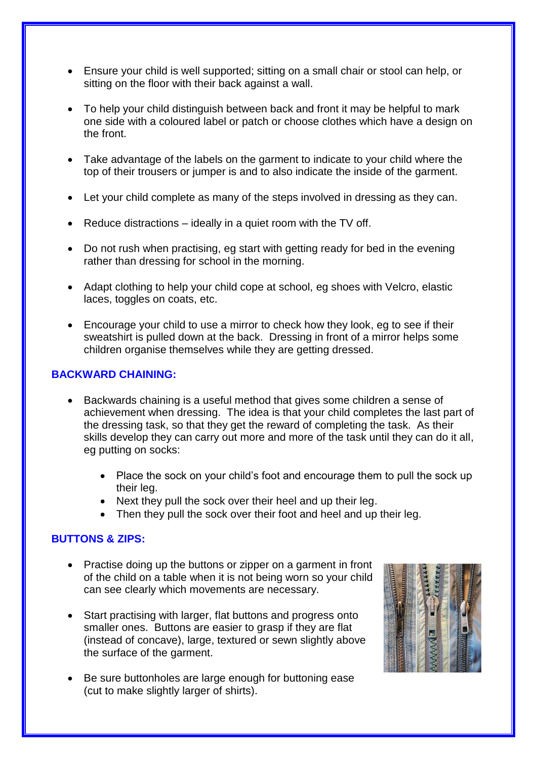- Ensure your child is well supported; sitting on a small chair or stool can help, or sitting on the floor with their back against a wall.
- To help your child distinguish between back and front it may be helpful to mark one side with a coloured label or patch or choose clothes which have a design on the front.
- Take advantage of the labels on the garment to indicate to your child where the top of their trousers or jumper is and to also indicate the inside of the garment.
- Let your child complete as many of the steps involved in dressing as they can.
- Reduce distractions – ideally in a quiet room with the TV off.
- Do not rush when practising, eg start with getting ready for bed in the evening rather than dressing for school in the morning.
- Adapt clothing to help your child cope at school, eg shoes with Velcro, elastic laces, toggles on coats, etc.
- Encourage your child to use a mirror to check how they look, eg to see if their sweatshirt is pulled down at the back. Dressing in front of a mirror helps some children organise themselves while they are getting dressed.

## BACKWARD CHAINING:

- Backwards chaining is a useful method that gives some children a sense of achievement when dressing. The idea is that your child completes the last part of the dressing task, so that they get the reward of completing the task. As their skills develop they can carry out more and more of the task until they can do it all, eg putting on socks:
  - Place the sock on your child's foot and encourage them to pull the sock up their leg.
  - Next they pull the sock over their heel and up their leg.
  - Then they pull the sock over their foot and heel and up their leg.

## BUTTONS & ZIPS:

- Practise doing up the buttons or zipper on a garment in front of the child on a table when it is not being worn so your child can see clearly which movements are necessary.
- Start practising with larger, flat buttons and progress onto smaller ones. Buttons are easier to grasp if they are flat (instead of concave), large, textured or sewn slightly above the surface of the garment.
- Be sure buttonholes are large enough for buttoning ease (cut to make slightly larger of shirts).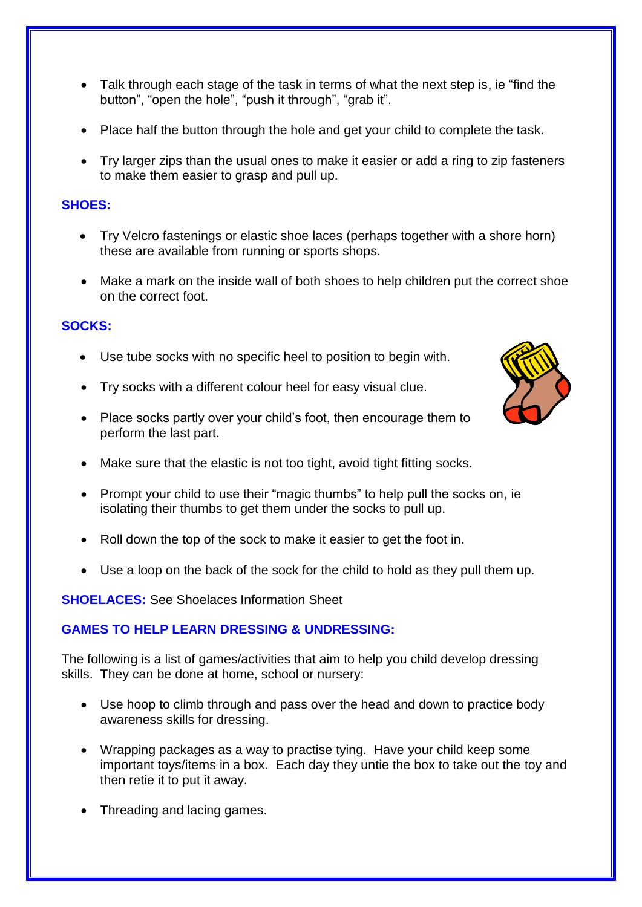- Talk through each stage of the task in terms of what the next step is, ie "find the button", "open the hole", "push it through", "grab it".
- Place half the button through the hole and get your child to complete the task.
- Try larger zips than the usual ones to make it easier or add a ring to zip fasteners to make them easier to grasp and pull up.

**SHOES:**

- Try Velcro fastenings or elastic shoe laces (perhaps together with a shore horn) these are available from running or sports shops.
- Make a mark on the inside wall of both shoes to help children put the correct shoe on the correct foot.

**SOCKS:**

- Use tube socks with no specific heel to position to begin with.
- Try socks with a different colour heel for easy visual clue.
- Place socks partly over your child's foot, then encourage them to perform the last part.
- Make sure that the elastic is not too tight, avoid tight fitting socks.
- Prompt your child to use their "magic thumbs" to help pull the socks on, ie isolating their thumbs to get them under the socks to pull up.
- Roll down the top of the sock to make it easier to get the foot in.
- Use a loop on the back of the sock for the child to hold as they pull them up.

**SHOELACES:** See Shoelaces Information Sheet

**GAMES TO HELP LEARN DRESSING & UNDRESSING:**

The following is a list of games/activities that aim to help you child develop dressing skills. They can be done at home, school or nursery:

- Use hoop to climb through and pass over the head and down to practice body awareness skills for dressing.
- Wrapping packages as a way to practise tying. Have your child keep some important toys/items in a box. Each day they untie the box to take out the toy and then retie it to put it away.
- Threading and lacing games.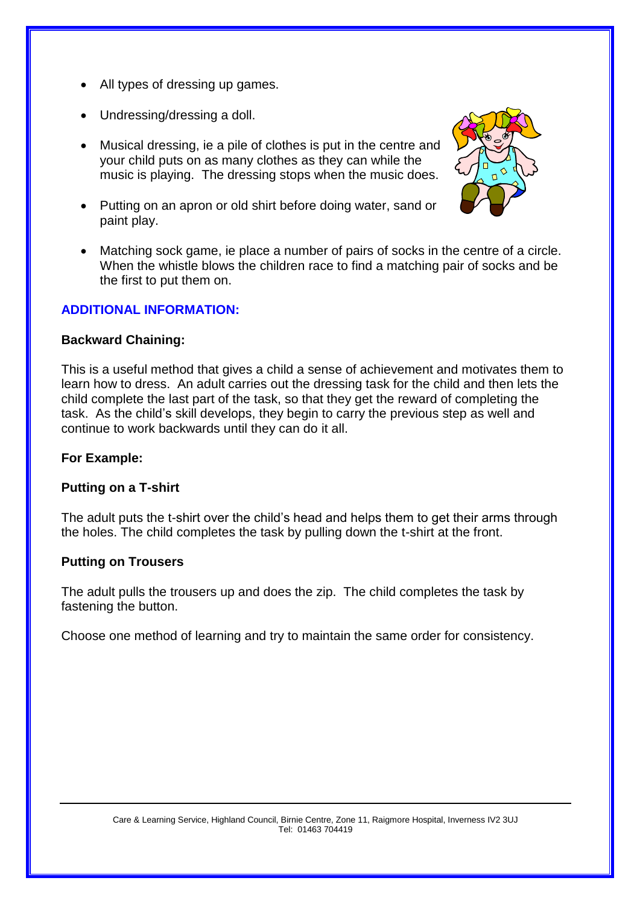- All types of dressing up games.
- Undressing/dressing a doll.
- Musical dressing, ie a pile of clothes is put in the centre and your child puts on as many clothes as they can while the music is playing. The dressing stops when the music does.
- Putting on an apron or old shirt before doing water, sand or paint play.
- Matching sock game, ie place a number of pairs of socks in the centre of a circle. When the whistle blows the children race to find a matching pair of socks and be the first to put them on.

## ADDITIONAL INFORMATION:

**Backward Chaining:**

This is a useful method that gives a child a sense of achievement and motivates them to learn how to dress. An adult carries out the dressing task for the child and then lets the child complete the last part of the task, so that they get the reward of completing the task. As the child's skill develops, they begin to carry the previous step as well and continue to work backwards until they can do it all.

**For Example:**

**Putting on a T-shirt**

The adult puts the t-shirt over the child's head and helps them to get their arms through the holes. The child completes the task by pulling down the t-shirt at the front.

**Putting on Trousers**

The adult pulls the trousers up and does the zip. The child completes the task by fastening the button.

Choose one method of learning and try to maintain the same order for consistency.